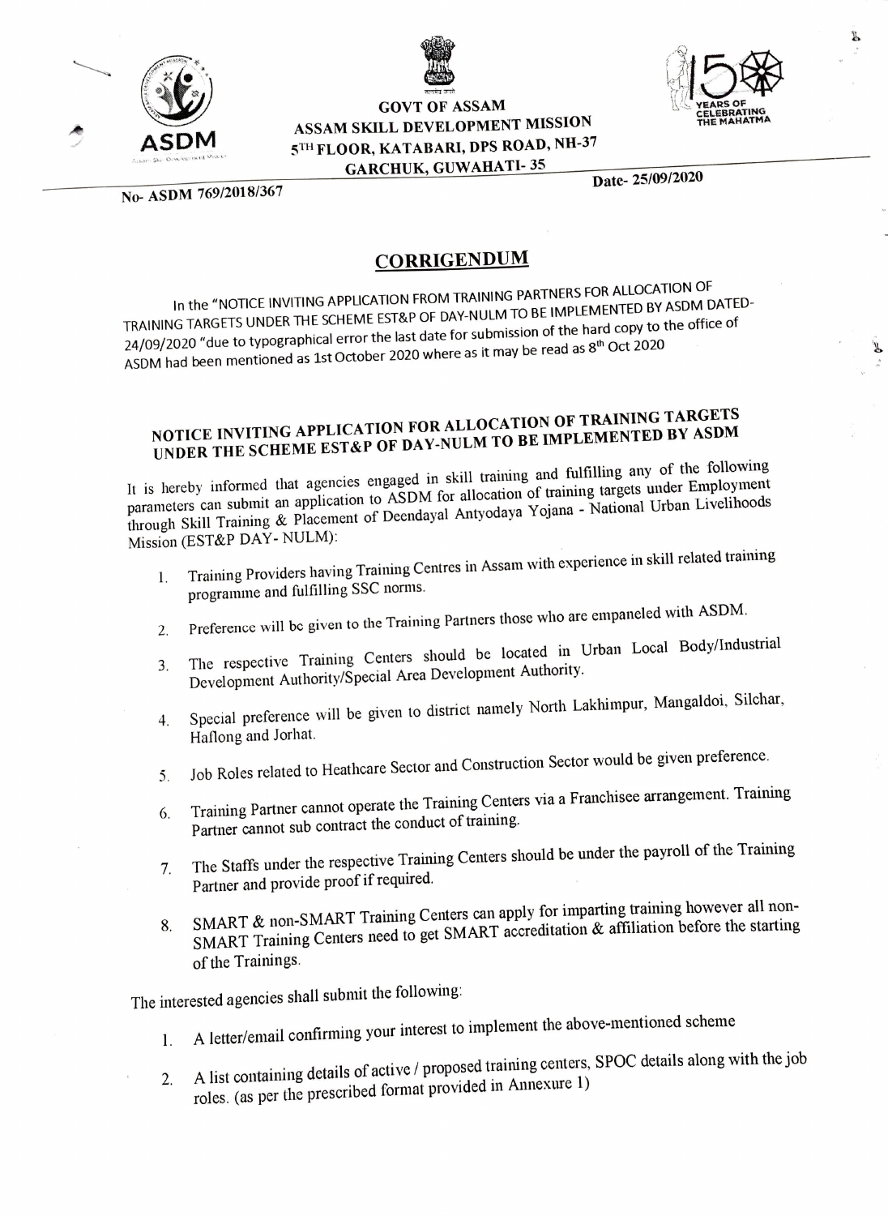**GOVT OF ASSAM**
**ASSAM SKILL DEVELOPMENT MISSION**
**5TH FLOOR, KATABARI, DPS ROAD, NH-37**
**GARCHUK, GUWAHATI- 35**

No- ASDM 769/2018/367

Date- 25/09/2020

## CORRIGENDUM

In the "NOTICE INVITING APPLICATION FROM TRAINING PARTNERS FOR ALLOCATION OF TRAINING TARGETS UNDER THE SCHEME EST&P OF DAY-NULM TO BE IMPLEMENTED BY ASDM DATED-24/09/2020 "due to typographical error the last date for submission of the hard copy to the office of ASDM had been mentioned as 1st October 2020 where as it may be read as 8th Oct 2020

## NOTICE INVITING APPLICATION FOR ALLOCATION OF TRAINING TARGETS UNDER THE SCHEME EST&P OF DAY-NULM TO BE IMPLEMENTED BY ASDM

It is hereby informed that agencies engaged in skill training and fulfilling any of the following parameters can submit an application to ASDM for allocation of training targets under Employment through Skill Training & Placement of Deendayal Antyodaya Yojana - National Urban Livelihoods Mission (EST&P DAY- NULM):

1. Training Providers having Training Centres in Assam with experience in skill related training programme and fulfilling SSC norms.
2. Preference will be given to the Training Partners those who are empaneled with ASDM.
3. The respective Training Centers should be located in Urban Local Body/Industrial Development Authority/Special Area Development Authority.
4. Special preference will be given to district namely North Lakhimpur, Mangaldoi, Silchar, Haflong and Jorhat.
5. Job Roles related to Heathcare Sector and Construction Sector would be given preference.
6. Training Partner cannot operate the Training Centers via a Franchisee arrangement. Training Partner cannot sub contract the conduct of training.
7. The Staffs under the respective Training Centers should be under the payroll of the Training Partner and provide proof if required.
8. SMART & non-SMART Training Centers can apply for imparting training however all non-SMART Training Centers need to get SMART accreditation & affiliation before the starting of the Trainings.

The interested agencies shall submit the following:

1. A letter/email confirming your interest to implement the above-mentioned scheme
2. A list containing details of active / proposed training centers, SPOC details along with the job roles. (as per the prescribed format provided in Annexure 1)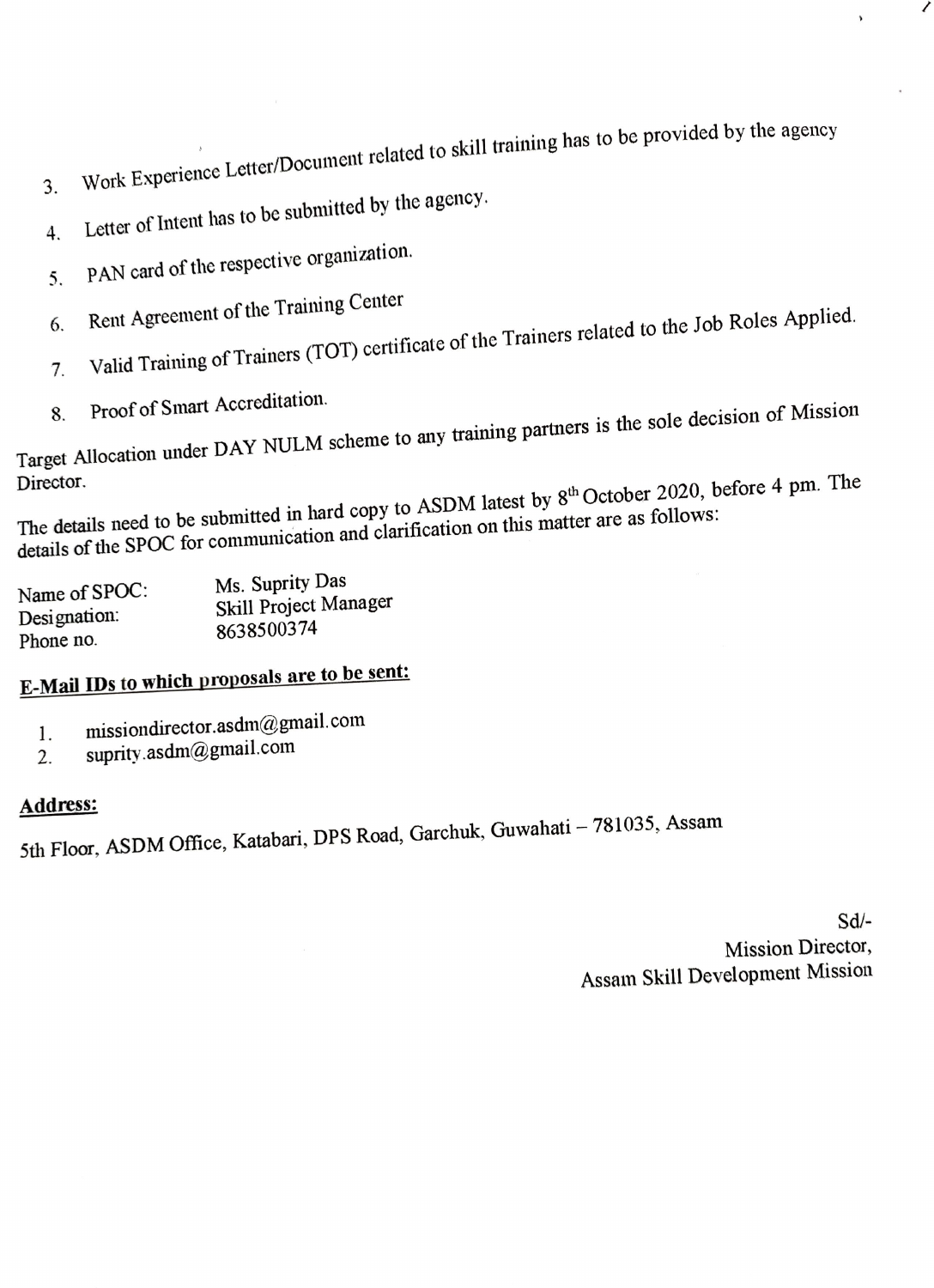3. Work Experience Letter/Document related to skill training has to be provided by the agency
4. Letter of Intent has to be submitted by the agency.
5. PAN card of the respective organization.
6. Rent Agreement of the Training Center
7. Valid Training of Trainers (TOT) certificate of the Trainers related to the Job Roles Applied.
8. Proof of Smart Accreditation.

Target Allocation under DAY NULM scheme to any training partners is the sole decision of Mission Director.

The details need to be submitted in hard copy to ASDM latest by 8th October 2020, before 4 pm. The details of the SPOC for communication and clarification on this matter are as follows:

Name of SPOC: Ms. Suprity Das
Designation: Skill Project Manager
Phone no. 8638500374

**E-Mail IDs to which proposals are to be sent:**

1. missiondirector.asdm@gmail.com
2. suprity.asdm@gmail.com

**Address:**

5th Floor, ASDM Office, Katabari, DPS Road, Garchuk, Guwahati – 781035, Assam

Sd/-
Mission Director,
Assam Skill Development Mission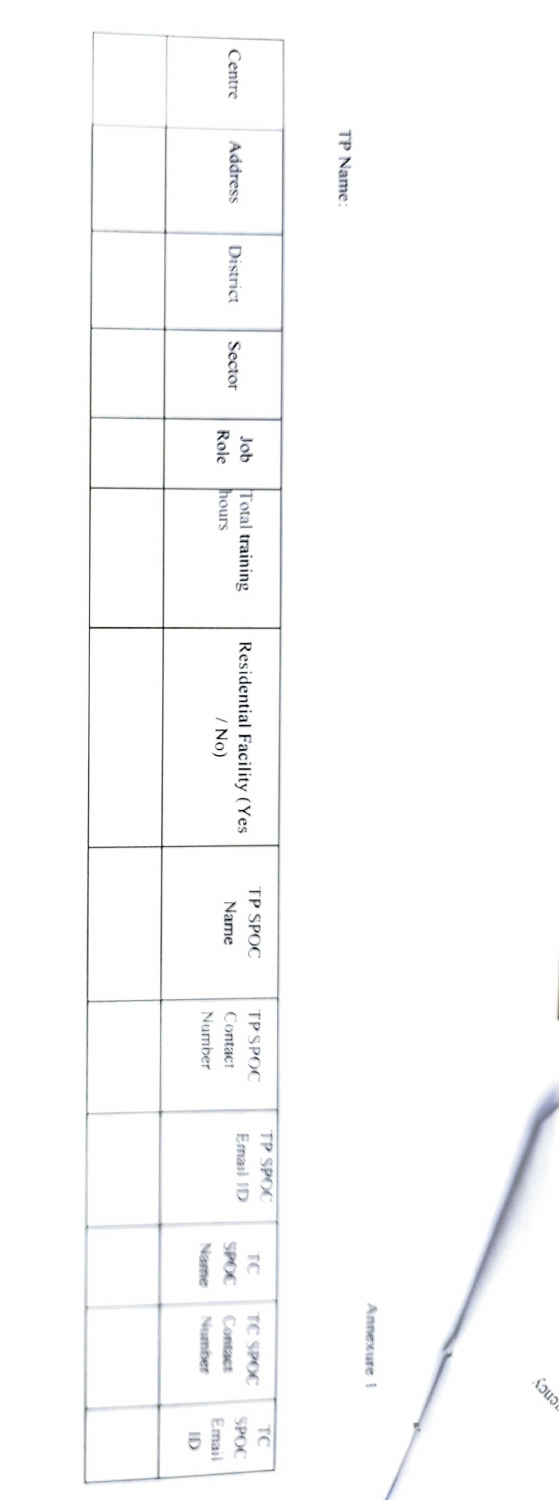Annexure 1

TP Name:

| Centre | Address | District | Sector | Job Role | Total training hours | Residential Facility (Yes / No) | TP SPOC Name | TP SPOC Contact Number | TP SPOC Email ID | TC SPOC Name | TC SPOC Contact Number | TC SPOC Email ID |
|---|---|---|---|---|---|---|---|---|---|---|---|---|
| | | | | | | | | | | | | |